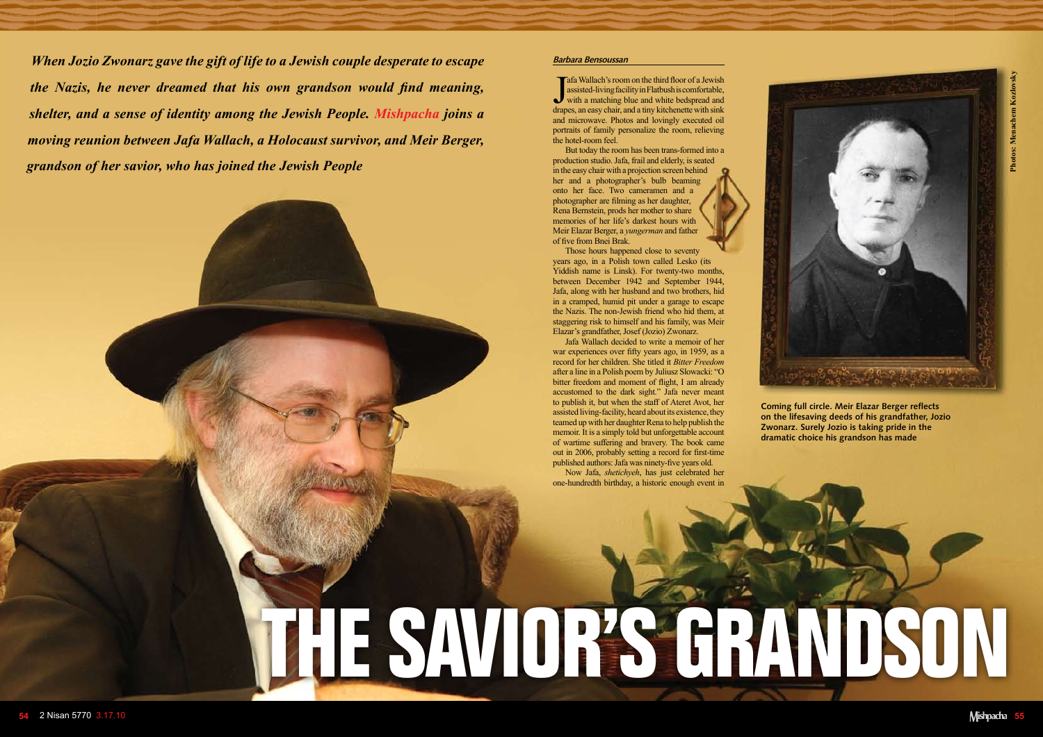# THE SAVIOR'S GRANDSON

***When Jozio Zwonarz gave the gift of life to a Jewish couple desperate to escape the Nazis, he never dreamed that his own grandson would find meaning, shelter, and a sense of identity among the Jewish People. Mishpacha joins a moving reunion between Jafa Wallach, a Holocaust survivor, and Meir Berger, grandson of her savior, who has joined the Jewish People***

**Barbara Bensoussan**

Jafa Wallach's room on the third floor of a Jewish assisted-living facility in Flatbush is comfortable, with a matching blue and white bedspread and drapes, an easy chair, and a tiny kitchenette with sink and microwave. Photos and lovingly executed oil portraits of family personalize the room, relieving the hotel-room feel.

But today the room has been trans-formed into a production studio. Jafa, frail and elderly, is seated in the easy chair with a projection screen behind her and a photographer's bulb beaming onto her face. Two cameramen and a photographer are filming as her daughter, Rena Bernstein, prods her mother to share memories of her life's darkest hours with Meir Elazar Berger, a *yungerman* and father of five from Bnei Brak.

Those hours happened close to seventy years ago, in a Polish town called Lesko (its Yiddish name is Linsk). For twenty-two months, between December 1942 and September 1944, Jafa, along with her husband and two brothers, hid in a cramped, humid pit under a garage to escape the Nazis. The non-Jewish friend who hid them, at staggering risk to himself and his family, was Meir Elazar's grandfather, Josef (Jozio) Zwonarz.

Jafa Wallach decided to write a memoir of her war experiences over fifty years ago, in 1959, as a record for her children. She titled it *Bitter Freedom* after a line in a Polish poem by Juliusz Slowacki: "O bitter freedom and moment of flight, I am already accustomed to the dark sight." Jafa never meant to publish it, but when the staff of Ateret Avot, her assisted living-facility, heard about its existence, they teamed up with her daughter Rena to help publish the memoir. It is a simply told but unforgettable account of wartime suffering and bravery. The book came out in 2006, probably setting a record for first-time published authors: Jafa was ninety-five years old.

Now Jafa, *shetichyeh*, has just celebrated her one-hundredth birthday, a historic enough event in

**Coming full circle. Meir Elazar Berger reflects on the lifesaving deeds of his grandfather, Jozio Zwonarz. Surely Jozio is taking pride in the dramatic choice his grandson has made**

Photos: Menachem Kozlovsky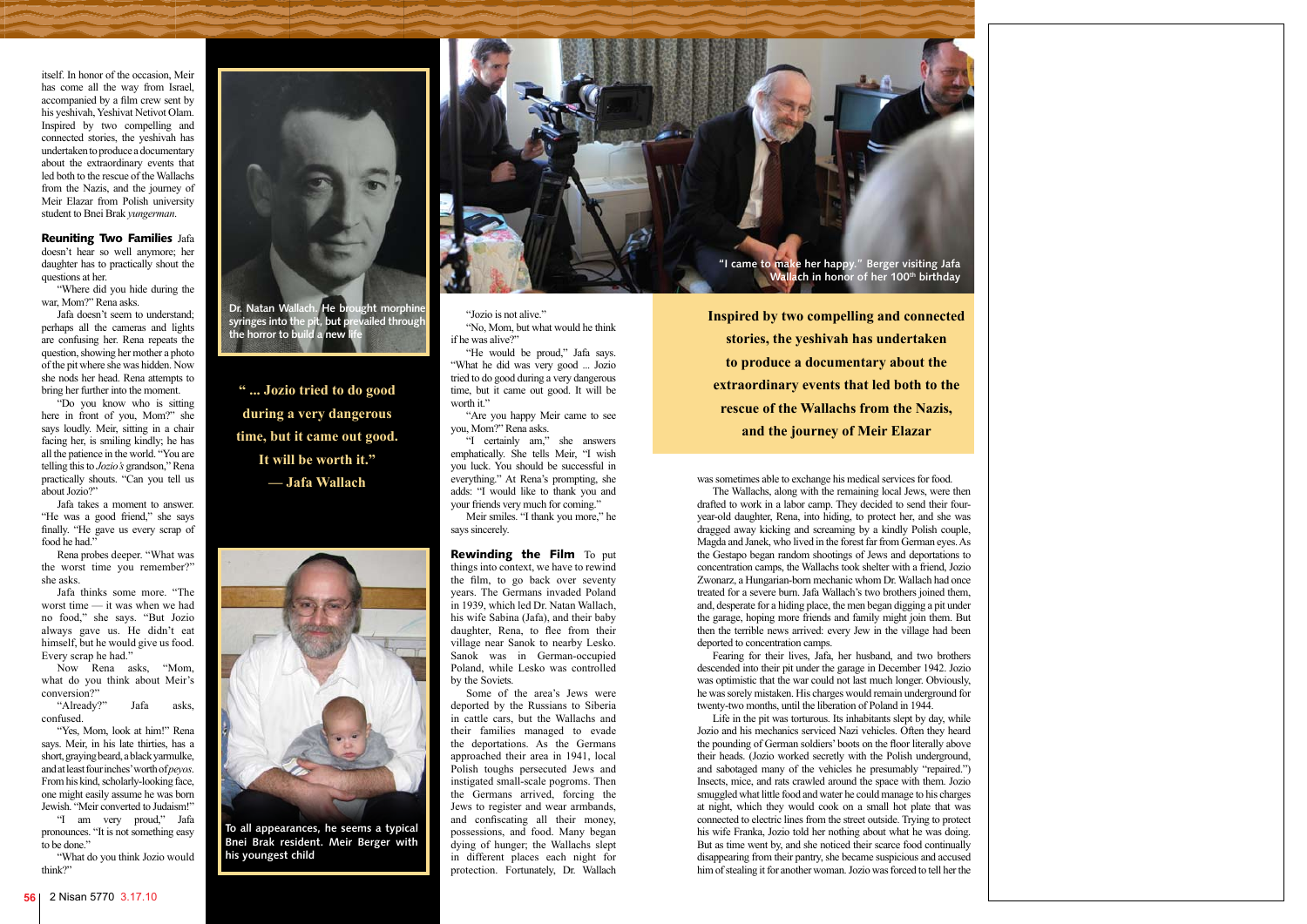itself. In honor of the occasion, Meir has come all the way from Israel, accompanied by a film crew sent by his yeshivah, Yeshivat Netivot Olam. Inspired by two compelling and connected stories, the yeshivah has undertaken to produce a documentary about the extraordinary events that led both to the rescue of the Wallachs from the Nazis, and the journey of Meir Elazar from Polish university student to Bnei Brak *yungerman*.

**Reuniting Two Families** Jafa doesn't hear so well anymore; her daughter has to practically shout the questions at her.

"Where did you hide during the war, Mom?" Rena asks.

Jafa doesn't seem to understand; perhaps all the cameras and lights are confusing her. Rena repeats the question, showing her mother a photo of the pit where she was hidden. Now she nods her head. Rena attempts to bring her further into the moment.

"Do you know who is sitting here in front of you, Mom?" she says loudly. Meir, sitting in a chair facing her, is smiling kindly; he has all the patience in the world. "You are telling this to *Jozio's* grandson," Rena practically shouts. "Can you tell us about Jozio?"

Jafa takes a moment to answer. "He was a good friend," she says finally. "He gave us every scrap of food he had."

Rena probes deeper. "What was the worst time you remember?" she asks.

Jafa thinks some more. "The worst time — it was when we had no food," she says. "But Jozio always gave us. He didn't eat himself, but he would give us food. Every scrap he had."

Now Rena asks, "Mom, what do you think about Meir's conversion?"

"Already?" Jafa asks, confused.

"Yes, Mom, look at him!" Rena says. Meir, in his late thirties, has a short, graying beard, a black yarmulke, and at least four inches' worth of *peyos*. From his kind, scholarly-looking face, one might easily assume he was born Jewish. "Meir converted to Judaism!"

"I am very proud," Jafa pronounces. "It is not something easy to be done."

"What do you think Jozio would think?"

"Jozio is not alive."

"No, Mom, but what would he think if he was alive?"

"He would be proud," Jafa says. "What he did was very good ... Jozio tried to do good during a very dangerous time, but it came out good. It will be worth it."

"Are you happy Meir came to see you, Mom?" Rena asks.

"I certainly am," she answers emphatically. She tells Meir, "I wish you luck. You should be successful in everything." At Rena's prompting, she adds: "I would like to thank you and your friends very much for coming."

Meir smiles. "I thank you more," he says sincerely.

Dr. Natan Wallach. He brought morphine syringes into the pit, but prevailed through the horror to build a new life

"... Jozio tried to do good during a very dangerous time, but it came out good. It will be worth it." — Jafa Wallach

To all appearances, he seems a typical Bnei Brak resident. Meir Berger with his youngest child

"I came to make her happy." Berger visiting Jafa Wallach in honor of her 100th birthday

**Inspired by two compelling and connected stories, the yeshivah has undertaken to produce a documentary about the extraordinary events that led both to the rescue of the Wallachs from the Nazis, and the journey of Meir Elazar**

**Rewinding the Film** To put things into context, we have to rewind the film, to go back over seventy years. The Germans invaded Poland in 1939, which led Dr. Natan Wallach, his wife Sabina (Jafa), and their baby daughter, Rena, to flee from their village near Sanok to nearby Lesko. Sanok was in German-occupied Poland, while Lesko was controlled by the Soviets.

Some of the area's Jews were deported by the Russians to Siberia in cattle cars, but the Wallachs and their families managed to evade the deportations. As the Germans approached their area in 1941, local Polish toughs persecuted Jews and instigated small-scale pogroms. Then the Germans arrived, forcing the Jews to register and wear armbands, and confiscating all their money, possessions, and food. Many began dying of hunger; the Wallachs slept in different places each night for protection. Fortunately, Dr. Wallach was sometimes able to exchange his medical services for food.

The Wallachs, along with the remaining local Jews, were then drafted to work in a labor camp. They decided to send their four-year-old daughter, Rena, into hiding, to protect her, and she was dragged away kicking and screaming by a kindly Polish couple, Magda and Janek, who lived in the forest far from German eyes. As the Gestapo began random shootings of Jews and deportations to concentration camps, the Wallachs took shelter with a friend, Jozio Zwonarz, a Hungarian-born mechanic whom Dr. Wallach had once treated for a severe burn. Jafa Wallach's two brothers joined them, and, desperate for a hiding place, the men began digging a pit under the garage, hoping more friends and family might join them. But then the terrible news arrived: every Jew in the village had been deported to concentration camps.

Fearing for their lives, Jafa, her husband, and two brothers descended into their pit under the garage in December 1942. Jozio was optimistic that the war could not last much longer. Obviously, he was sorely mistaken. His charges would remain underground for twenty-two months, until the liberation of Poland in 1944.

Life in the pit was torturous. Its inhabitants slept by day, while Jozio and his mechanics serviced Nazi vehicles. Often they heard the pounding of German soldiers' boots on the floor literally above their heads. (Jozio worked secretly with the Polish underground, and sabotaged many of the vehicles he presumably "repaired.") Insects, mice, and rats crawled around the space with them. Jozio smuggled what little food and water he could manage to his charges at night, which they would cook on a small hot plate that was connected to electric lines from the street outside. Trying to protect his wife Franka, Jozio told her nothing about what he was doing. But as time went by, and she noticed their scarce food continually disappearing from their pantry, she became suspicious and accused him of stealing it for another woman. Jozio was forced to tell her the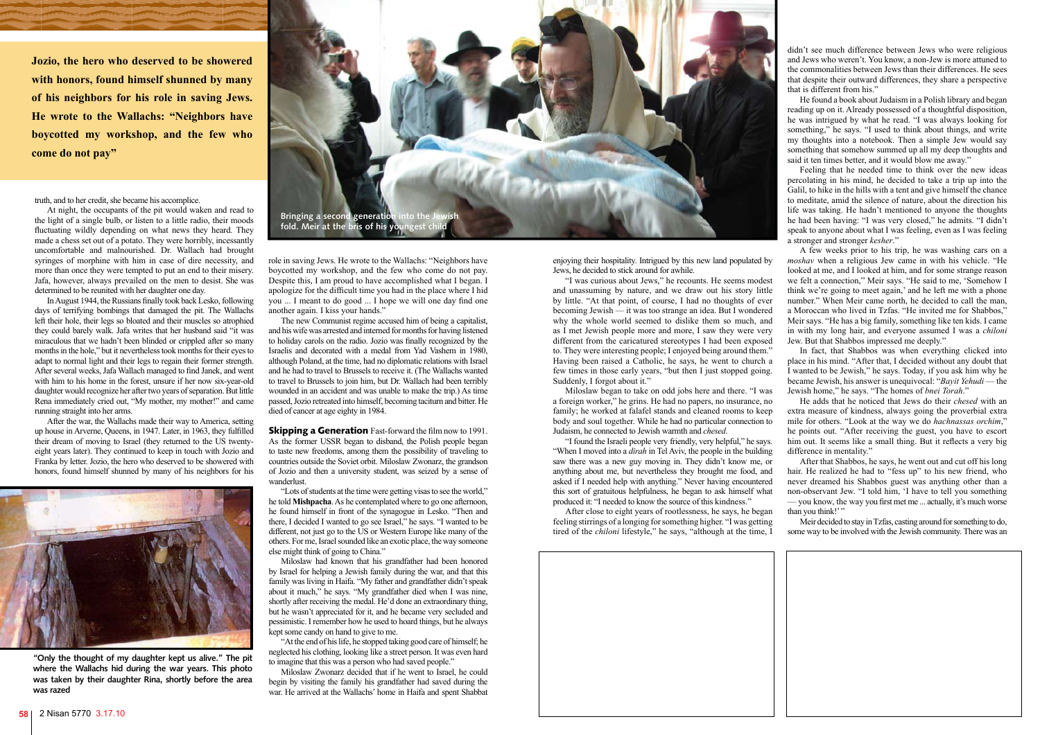**Jozio, the hero who deserved to be showered with honors, found himself shunned by many of his neighbors for his role in saving Jews. He wrote to the Wallachs: "Neighbors have boycotted my workshop, and the few who come do not pay"**

truth, and to her credit, she became his accomplice.

At night, the occupants of the pit would waken and read to the light of a single bulb, or listen to a little radio, their moods fluctuating wildly depending on what news they heard. They made a chess set out of a potato. They were horribly, incessantly uncomfortable and malnourished. Dr. Wallach had brought syringes of morphine with him in case of dire necessity, and more than once they were tempted to put an end to their misery. Jafa, however, always prevailed on the men to desist. She was determined to be reunited with her daughter one day.

In August 1944, the Russians finally took back Lesko, following days of terrifying bombings that damaged the pit. The Wallachs left their hole, their legs so bloated and their muscles so atrophied they could barely walk. Jafa writes that her husband said "it was miraculous that we hadn't been blinded or crippled after so many months in the hole," but it nevertheless took months for their eyes to adapt to normal light and their legs to regain their former strength. After several weeks, Jafa Wallach managed to find Janek, and went with him to his home in the forest, unsure if her now six-year-old daughter would recognize her after two years of separation. But little Rena immediately cried out, "My mother, my mother!" and came running straight into her arms.

After the war, the Wallachs made their way to America, setting up house in Arverne, Queens, in 1947. Later, in 1963, they fulfilled their dream of moving to Israel (they returned to the US twenty-eight years later). They continued to keep in touch with Jozio and Franka by letter. Jozio, the hero who deserved to be showered with honors, found himself shunned by many of his neighbors for his role in saving Jews. He wrote to the Wallachs: "Neighbors have boycotted my workshop, and the few who come do not pay. Despite this, I am proud to have accomplished what I began. I apologize for the difficult time you had in the place where I hid you ... I meant to do good ... I hope we will one day find one another again. I kiss your hands."

"Only the thought of my daughter kept us alive." The pit where the Wallachs hid during the war years. This photo was taken by their daughter Rina, shortly before the area was razed

The new Communist regime accused him of being a capitalist, and his wife was arrested and interned for months for having listened to holiday carols on the radio. Jozio was finally recognized by the Israelis and decorated with a medal from Yad Vashem in 1980, although Poland, at the time, had no diplomatic relations with Israel and he had to travel to Brussels to receive it. (The Wallachs wanted to travel to Brussels to join him, but Dr. Wallach had been terribly wounded in an accident and was unable to make the trip.) As time passed, Jozio retreated into himself, becoming taciturn and bitter. He died of cancer at age eighty in 1984.

Bringing a second generation into the Jewish fold. Meir at the bris of his youngest child

**Skipping a Generation** Fast-forward the film now to 1991. As the former USSR began to disband, the Polish people began to taste new freedoms, among them the possibility of traveling to countries outside the Soviet orbit. Miloslaw Zwonarz, the grandson of Jozio and then a university student, was seized by a sense of wanderlust.

"Lots of students at the time were getting visas to see the world," he told **Mishpacha**. As he contemplated where to go one afternoon, he found himself in front of the synagogue in Lesko. "Then and there, I decided I wanted to go see Israel," he says. "I wanted to be different, not just go to the US or Western Europe like many of the others. For me, Israel sounded like an exotic place, the way someone else might think of going to China."

Miloslaw had known that his grandfather had been honored by Israel for helping a Jewish family during the war, and that this family was living in Haifa. "My father and grandfather didn't speak about it much," he says. "My grandfather died when I was nine, shortly after receiving the medal. He'd done an extraordinary thing, but he wasn't appreciated for it, and he became very secluded and pessimistic. I remember how he used to hoard things, but he always kept some candy on hand to give to me.

"At the end of his life, he stopped taking good care of himself; he neglected his clothing, looking like a street person. It was even hard to imagine that this was a person who had saved people."

Miloslaw Zwonarz decided that if he went to Israel, he could begin by visiting the family his grandfather had saved during the war. He arrived at the Wallachs' home in Haifa and spent Shabbat enjoying their hospitality. Intrigued by this new land populated by Jews, he decided to stick around for awhile.

"I was curious about Jews," he recounts. He seems modest and unassuming by nature, and we draw out his story little by little. "At that point, of course, I had no thoughts of ever becoming Jewish — it was too strange an idea. But I wondered why the whole world seemed to dislike them so much, and as I met Jewish people more and more, I saw they were very different from the caricatured stereotypes I had been exposed to. They were interesting people; I enjoyed being around them." Having been raised a Catholic, he says, he went to church a few times in those early years, "but then I just stopped going. Suddenly, I forgot about it."

Miloslaw began to take on odd jobs here and there. "I was a foreign worker," he grins. He had no papers, no insurance, no family; he worked at falafel stands and cleaned rooms to keep body and soul together. While he had no particular connection to Judaism, he connected to Jewish warmth and *chesed*.

"I found the Israeli people very friendly, very helpful," he says. "When I moved into a *dirah* in Tel Aviv, the people in the building saw there was a new guy moving in. They didn't know me, or anything about me, but nevertheless they brought me food, and asked if I needed help with anything." Never having encountered this sort of gratuitous helpfulness, he began to ask himself what produced it: "I needed to know the source of this kindness."

After close to eight years of rootlessness, he says, he began feeling stirrings of a longing for something higher. "I was getting tired of the *chiloni* lifestyle," he says, "although at the time, I didn't see much difference between Jews who were religious and Jews who weren't. You know, a non-Jew is more attuned to the commonalities between Jews than their differences. He sees that despite their outward differences, they share a perspective that is different from his."

He found a book about Judaism in a Polish library and began reading up on it. Already possessed of a thoughtful disposition, he was intrigued by what he read. "I was always looking for something," he says. "I used to think about things, and write my thoughts into a notebook. Then a simple Jew would say something that somehow summed up all my deep thoughts and said it ten times better, and it would blow me away."

Feeling that he needed time to think over the new ideas percolating in his mind, he decided to take a trip up into the Galil, to hike in the hills with a tent and give himself the chance to meditate, amid the silence of nature, about the direction his life was taking. He hadn't mentioned to anyone the thoughts he had been having: "I was very closed," he admits. "I didn't speak to anyone about what I was feeling, even as I was feeling a stronger and stronger *kesher*."

A few weeks prior to his trip, he was washing cars on a *moshav* when a religious Jew came in with his vehicle. "He looked at me, and I looked at him, and for some strange reason we felt a connection," Meir says. "He said to me, 'Somehow I think we're going to meet again,' and he left me with a phone number." When Meir came north, he decided to call the man, a Moroccan who lived in Tzfas. "He invited me for Shabbos," Meir says. "He has a big family, something like ten kids. I came in with my long hair, and everyone assumed I was a *chiloni* Jew. But that Shabbos impressed me deeply."

In fact, that Shabbos was when everything clicked into place in his mind. "After that, I decided without any doubt that I wanted to be Jewish," he says. Today, if you ask him why he became Jewish, his answer is unequivocal: "*Bayit Yehudi* — the Jewish home," he says. "The homes of *bnei Torah*."

He adds that he noticed that Jews do their *chesed* with an extra measure of kindness, always going the proverbial extra mile for others. "Look at the way we do *hachnassas orchim*," he points out. "After receiving the guest, you have to escort him out. It seems like a small thing. But it reflects a very big difference in mentality."

After that Shabbos, he says, he went out and cut off his long hair. He realized he had to "fess up" to his new friend, who never dreamed his Shabbos guest was anything other than a non-observant Jew. "I told him, 'I have to tell you something — you know, the way you first met me ... actually, it's much worse than you think!'"

Meir decided to stay in Tzfas, casting around for something to do, some way to be involved with the Jewish community. There was an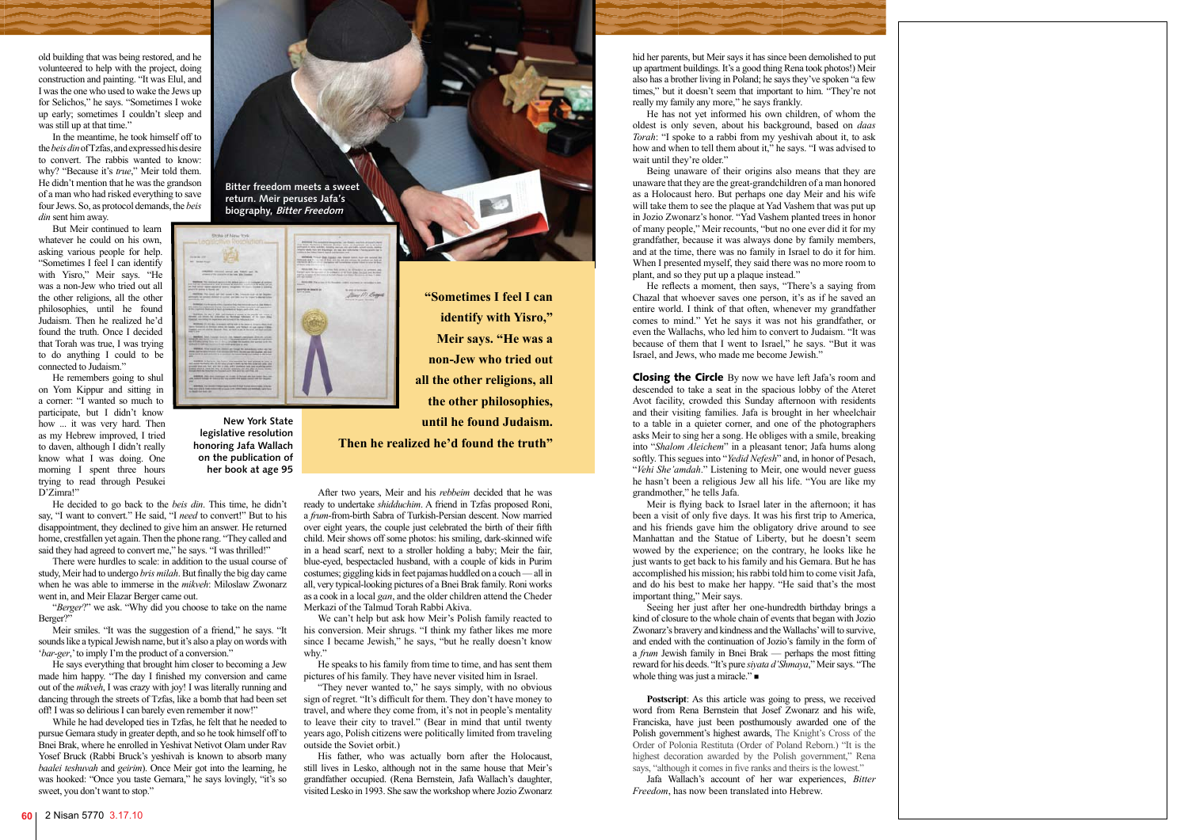old building that was being restored, and he volunteered to help with the project, doing construction and painting. "It was Elul, and I was the one who used to wake the Jews up for Selichos," he says. "Sometimes I woke up early; sometimes I couldn't sleep and was still up at that time."

In the meantime, he took himself off to the *beis din* of Tzfas, and expressed his desire to convert. The rabbis wanted to know: why? "Because it's *true*," Meir told them. He didn't mention that he was the grandson of a man who had risked everything to save four Jews. So, as protocol demands, the *beis din* sent him away.

But Meir continued to learn whatever he could on his own, asking various people for help. "Sometimes I feel I can identify with Yisro," Meir says. "He was a non-Jew who tried out all the other religions, all the other philosophies, until he found Judaism. Then he realized he'd found the truth. Once I decided that Torah was true, I was trying to do anything I could to be connected to Judaism."

He remembers going to shul on Yom Kippur and sitting in a corner: "I wanted so much to participate, but I didn't know how ... it was very hard. Then as my Hebrew improved, I tried to daven, although I didn't really know what I was doing. One morning I spent three hours trying to read through Pesukei D'Zimra!"

He decided to go back to the *beis din*. This time, he didn't say, "I want to convert." He said, "I *need* to convert!" But to his disappointment, they declined to give him an answer. He returned home, crestfallen yet again. Then the phone rang. "They called and said they had agreed to convert me," he says. "I was thrilled!"

There were hurdles to scale: in addition to the usual course of study, Meir had to undergo *bris milah*. But finally the big day came when he was able to immerse in the *mikveh*: Miloslaw Zwonarz went in, and Meir Elazar Berger came out.

"*Berger*?" we ask. "Why did you choose to take on the name Berger?"

Meir smiles. "It was the suggestion of a friend," he says. "It sounds like a typical Jewish name, but it's also a play on words with '*bar-ger*,' to imply I'm the product of a conversion."

He says everything that brought him closer to becoming a Jew made him happy. "The day I finished my conversion and came out of the *mikveh*, I was crazy with joy! I was literally running and dancing through the streets of Tzfas, like a bomb that had been set off! I was so delirious I can barely even remember it now!"

While he had developed ties in Tzfas, he felt that he needed to pursue Gemara study in greater depth, and so he took himself off to Bnei Brak, where he enrolled in Yeshivat Netivot Olam under Rav Yosef Bruck (Rabbi Bruck's yeshivah is known to absorb many *baalei teshuvah* and *geirim*). Once Meir got into the learning, he was hooked: "Once you taste Gemara," he says lovingly, "it's so sweet, you don't want to stop."

Bitter freedom meets a sweet return. Meir peruses Jafa's biography, *Bitter Freedom*

New York State legislative resolution honoring Jafa Wallach on the publication of her book at age 95

> "Sometimes I feel I can identify with Yisro," Meir says. "He was a non-Jew who tried out all the other religions, all the other philosophies, until he found Judaism. Then he realized he'd found the truth"

After two years, Meir and his *rebbeim* decided that he was ready to undertake *shidduchim*. A friend in Tzfas proposed Roni, a *frum*-from-birth Sabra of Turkish-Persian descent. Now married over eight years, the couple just celebrated the birth of their fifth child. Meir shows off some photos: his smiling, dark-skinned wife in a head scarf, next to a stroller holding a baby; Meir the fair, blue-eyed, bespectacled husband, with a couple of kids in Purim costumes; giggling kids in feet pajamas huddled on a couch — all in all, very typical-looking pictures of a Bnei Brak family. Roni works as a cook in a local *gan*, and the older children attend the Cheder Merkazi of the Talmud Torah Rabbi Akiva.

We can't help but ask how Meir's Polish family reacted to his conversion. Meir shrugs. "I think my father likes me more since I became Jewish," he says, "but he really doesn't know why."

He speaks to his family from time to time, and has sent them pictures of his family. They have never visited him in Israel.

"They never wanted to," he says simply, with no obvious sign of regret. "It's difficult for them. They don't have money to travel, and where they come from, it's not in people's mentality to leave their city to travel." (Bear in mind that until twenty years ago, Polish citizens were politically limited from traveling outside the Soviet orbit.)

His father, who was actually born after the Holocaust, still lives in Lesko, although not in the same house that Meir's grandfather occupied. (Rena Bernstein, Jafa Wallach's daughter, visited Lesko in 1993. She saw the workshop where Jozio Zwonarz hid her parents, but Meir says it has since been demolished to put up apartment buildings. It's a good thing Rena took photos!) Meir also has a brother living in Poland; he says they've spoken "a few times," but it doesn't seem that important to him. "They're not really my family any more," he says frankly.

He has not yet informed his own children, of whom the oldest is only seven, about his background, based on *daas Torah*: "I spoke to a rabbi from my yeshivah about it, to ask how and when to tell them about it," he says. "I was advised to wait until they're older."

Being unaware of their origins also means that they are unaware that they are the great-grandchildren of a man honored as a Holocaust hero. But perhaps one day Meir and his wife will take them to see the plaque at Yad Vashem that was put up in Jozio Zwonarz's honor. "Yad Vashem planted trees in honor of many people," Meir recounts, "but no one ever did it for my grandfather, because it was always done by family members, and at the time, there was no family in Israel to do it for him. When I presented myself, they said there was no more room to plant, and so they put up a plaque instead."

He reflects a moment, then says, "There's a saying from Chazal that whoever saves one person, it's as if he saved an entire world. I think of that often, whenever my grandfather comes to mind." Yet he says it was not his grandfather, or even the Wallachs, who led him to convert to Judaism. "It was because of them that I went to Israel," he says. "But it was Israel, and Jews, who made me become Jewish."

**Closing the Circle** By now we have left Jafa's room and descended to take a seat in the spacious lobby of the Ateret Avot facility, crowded this Sunday afternoon with residents and their visiting families. Jafa is brought in her wheelchair to a table in a quieter corner, and one of the photographers asks Meir to sing her a song. He obliges with a smile, breaking into "*Shalom Aleichem*" in a pleasant tenor; Jafa hums along softly. This segues into "*Yedid Nefesh*" and, in honor of Pesach, "*Vehi She'amdah*." Listening to Meir, one would never guess he hasn't been a religious Jew all his life. "You are like my grandmother," he tells Jafa.

Meir is flying back to Israel later in the afternoon; it has been a visit of only five days. It was his first trip to America, and his friends gave him the obligatory drive around to see Manhattan and the Statue of Liberty, but he doesn't seem wowed by the experience; on the contrary, he looks like he just wants to get back to his family and his Gemara. But he has accomplished his mission; his rabbi told him to come visit Jafa, and do his best to make her happy. "He said that's the most important thing," Meir says.

Seeing her just after her one-hundredth birthday brings a kind of closure to the whole chain of events that began with Jozio Zwonarz's bravery and kindness and the Wallachs' will to survive, and ended with the continuation of Jozio's family in the form of a *frum* Jewish family in Bnei Brak — perhaps the most fitting reward for his deeds. "It's pure *siyata d'Shmaya*," Meir says. "The whole thing was just a miracle." ■

**Postscript**: As this article was going to press, we received word from Rena Bernstein that Josef Zwonarz and his wife, Franciska, have just been posthumously awarded one of the Polish government's highest awards, The Knight's Cross of the Order of Polonia Restituta (Order of Poland Reborn.) "It is the highest decoration awarded by the Polish government," Rena says, "although it comes in five ranks and theirs is the lowest."

Jafa Wallach's account of her war experiences, *Bitter Freedom*, has now been translated into Hebrew.